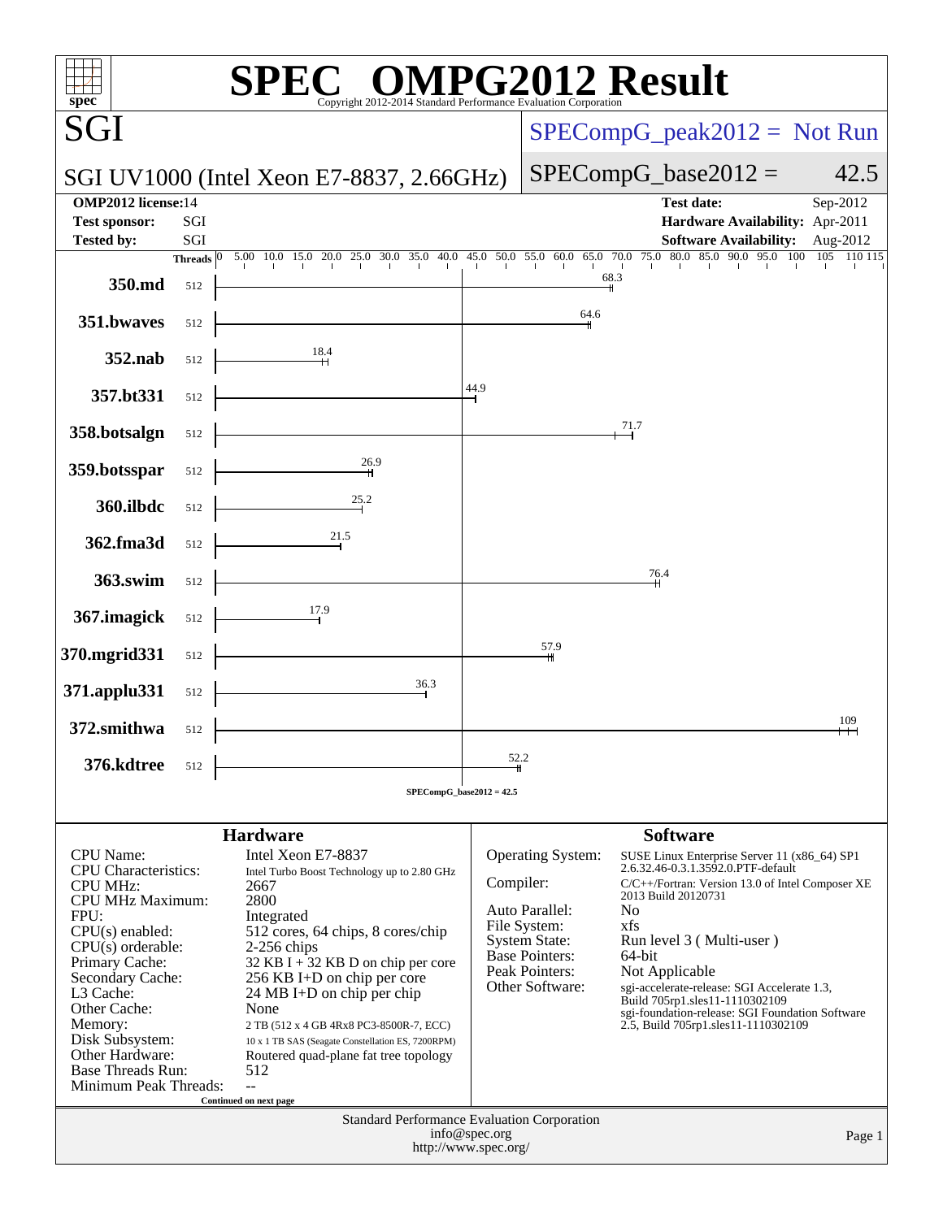# SPEC OMPG2012 Result

Copyright 2012-2014 Standard Performance Evaluation Corporation

**SGI**

SGI UV1000 (Intel Xeon E7-8837, 2.66GHz)

SPECompG_peak2012 = Not Run

SPECompG_base2012 = 42.5

| | | | |
|---|---|---|---|
| **OMP2012 license:** | 14 | **Test date:** | Sep-2012 |
| **Test sponsor:** | SGI | **Hardware Availability:** | Apr-2011 |
| **Tested by:** | SGI | **Software Availability:** | Aug-2012 |

| Benchmark | Threads | Base Ratio |
|---|---|---|
| 350.md | 512 | 68.3 |
| 351.bwaves | 512 | 64.6 |
| 352.nab | 512 | 18.4 |
| 357.bt331 | 512 | 44.9 |
| 358.botsalgn | 512 | 71.7 |
| 359.botsspar | 512 | 26.9 |
| 360.ilbdc | 512 | 25.2 |
| 362.fma3d | 512 | 21.5 |
| 363.swim | 512 | 76.4 |
| 367.imagick | 512 | 17.9 |
| 370.mgrid331 | 512 | 57.9 |
| 371.applu331 | 512 | 36.3 |
| 372.smithwa | 512 | 109 |
| 376.kdtree | 512 | 52.2 |

SPECompG_base2012 = 42.5

## Hardware

| | |
|---|---|
| CPU Name: | Intel Xeon E7-8837 |
| CPU Characteristics: | Intel Turbo Boost Technology up to 2.80 GHz |
| CPU MHz: | 2667 |
| CPU MHz Maximum: | 2800 |
| FPU: | Integrated |
| CPU(s) enabled: | 512 cores, 64 chips, 8 cores/chip |
| CPU(s) orderable: | 2-256 chips |
| Primary Cache: | 32 KB I + 32 KB D on chip per core |
| Secondary Cache: | 256 KB I+D on chip per core |
| L3 Cache: | 24 MB I+D on chip per chip |
| Other Cache: | None |
| Memory: | 2 TB (512 x 4 GB 4Rx8 PC3-8500R-7, ECC) |
| Disk Subsystem: | 10 x 1 TB SAS (Seagate Constellation ES, 7200RPM) |
| Other Hardware: | Routered quad-plane fat tree topology |
| Base Threads Run: | 512 |
| Minimum Peak Threads: | -- |

Continued on next page

## Software

| | |
|---|---|
| Operating System: | SUSE Linux Enterprise Server 11 (x86_64) SP1 2.6.32.46-0.3.1.3592.0.PTF-default |
| Compiler: | C/C++/Fortran: Version 13.0 of Intel Composer XE 2013 Build 20120731 |
| Auto Parallel: | No |
| File System: | xfs |
| System State: | Run level 3 ( Multi-user ) |
| Base Pointers: | 64-bit |
| Peak Pointers: | Not Applicable |
| Other Software: | sgi-accelerate-release: SGI Accelerate 1.3, Build 705rp1.sles11-1110302109 sgi-foundation-release: SGI Foundation Software 2.5, Build 705rp1.sles11-1110302109 |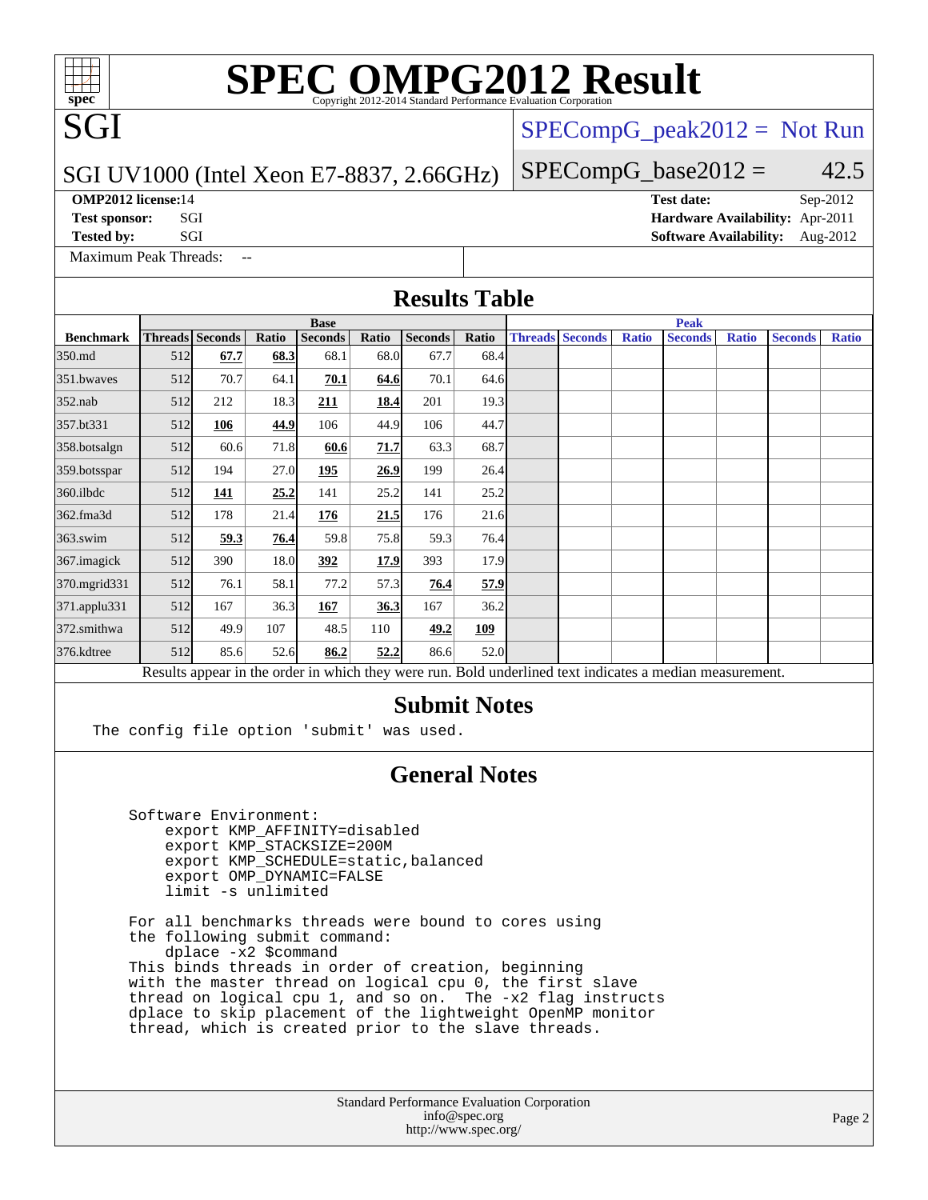# SPEC OMPG2012 Result

Copyright 2012-2014 Standard Performance Evaluation Corporation

## SGI

SGI UV1000 (Intel Xeon E7-8837, 2.66GHz)

SPECompG_peak2012 = Not Run

SPECompG_base2012 = 42.5

**OMP2012 license:** 14
**Test sponsor:** SGI
**Tested by:** SGI
**Test date:** Sep-2012
**Hardware Availability:** Apr-2011
**Software Availability:** Aug-2012

Maximum Peak Threads: --

## Results Table

| | Base | | | | | | | Peak | | | | | | |
|---|---|---|---|---|---|---|---|---|---|---|---|---|---|---|
| **Benchmark** | **Threads** | **Seconds** | **Ratio** | **Seconds** | **Ratio** | **Seconds** | **Ratio** | **Threads** | **Seconds** | **Ratio** | **Seconds** | **Ratio** | **Seconds** | **Ratio** |
| 350.md | 512 | **67.7** | **68.3** | 68.1 | 68.0 | 67.7 | 68.4 | | | | | | | |
| 351.bwaves | 512 | 70.7 | 64.1 | **70.1** | **64.6** | 70.1 | 64.6 | | | | | | | |
| 352.nab | 512 | 212 | 18.3 | **211** | **18.4** | 201 | 19.3 | | | | | | | |
| 357.bt331 | 512 | **106** | **44.9** | 106 | 44.9 | 106 | 44.7 | | | | | | | |
| 358.botsalgn | 512 | 60.6 | 71.8 | **60.6** | **71.7** | 63.3 | 68.7 | | | | | | | |
| 359.botsspar | 512 | 194 | 27.0 | **195** | **26.9** | 199 | 26.4 | | | | | | | |
| 360.ilbdc | 512 | **141** | **25.2** | 141 | 25.2 | 141 | 25.2 | | | | | | | |
| 362.fma3d | 512 | 178 | 21.4 | **176** | **21.5** | 176 | 21.6 | | | | | | | |
| 363.swim | 512 | **59.3** | **76.4** | 59.8 | 75.8 | 59.3 | 76.4 | | | | | | | |
| 367.imagick | 512 | 390 | 18.0 | **392** | **17.9** | 393 | 17.9 | | | | | | | |
| 370.mgrid331 | 512 | 76.1 | 58.1 | 77.2 | 57.3 | **76.4** | **57.9** | | | | | | | |
| 371.applu331 | 512 | 167 | 36.3 | **167** | **36.3** | 167 | 36.2 | | | | | | | |
| 372.smithwa | 512 | 49.9 | 107 | 48.5 | 110 | **49.2** | **109** | | | | | | | |
| 376.kdtree | 512 | 85.6 | 52.6 | **86.2** | **52.2** | 86.6 | 52.0 | | | | | | | |

Results appear in the order in which they were run. Bold underlined text indicates a median measurement.

## Submit Notes

```
The config file option 'submit' was used.
```

## General Notes

```
Software Environment:
    export KMP_AFFINITY=disabled
    export KMP_STACKSIZE=200M
    export KMP_SCHEDULE=static,balanced
    export OMP_DYNAMIC=FALSE
    limit -s unlimited

For all benchmarks threads were bound to cores using
the following submit command:
    dplace -x2 $command
This binds threads in order of creation, beginning
with the master thread on logical cpu 0, the first slave
thread on logical cpu 1, and so on.  The -x2 flag instructs
dplace to skip placement of the lightweight OpenMP monitor
thread, which is created prior to the slave threads.
```

Standard Performance Evaluation Corporation
info@spec.org
http://www.spec.org/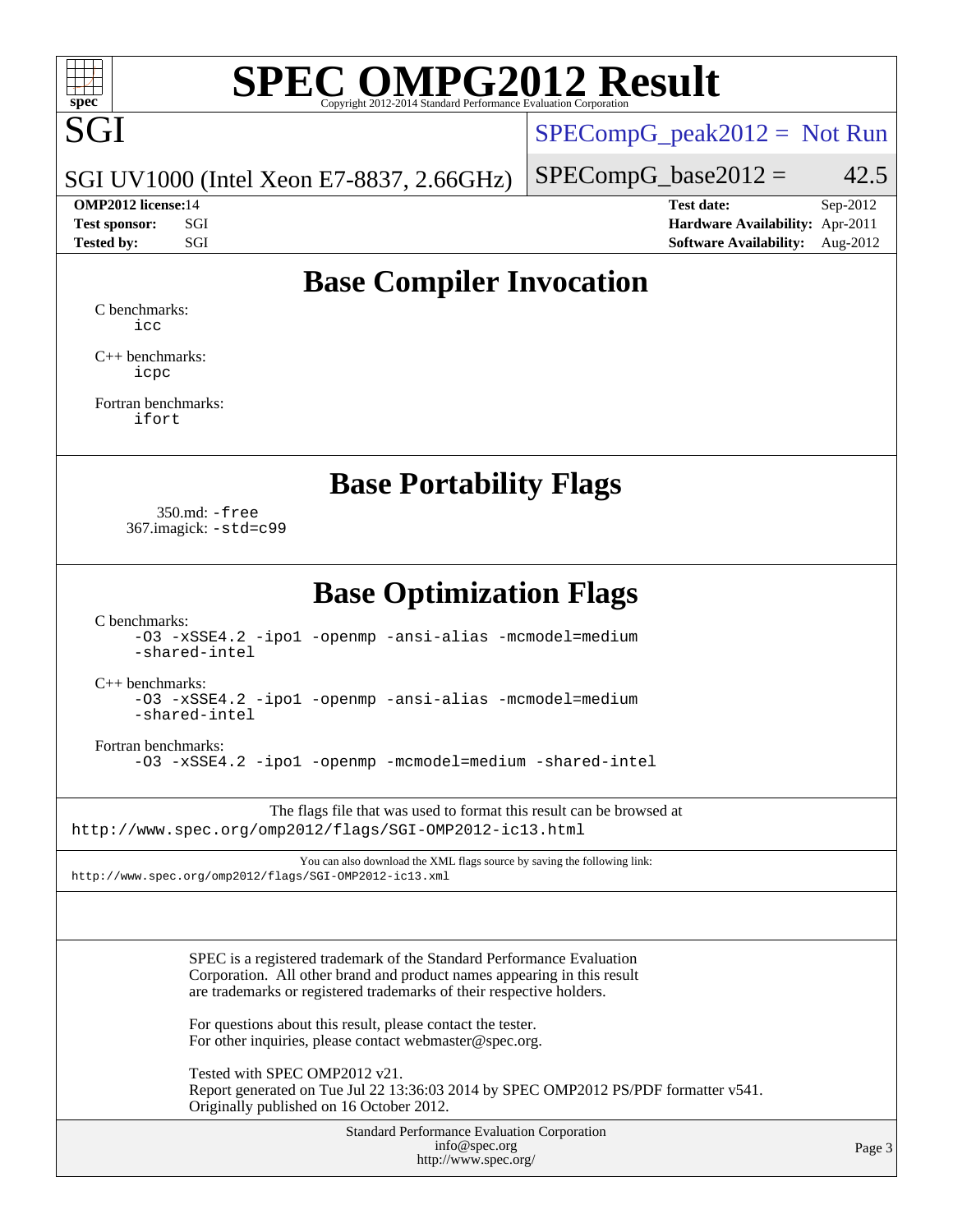# SPEC OMPG2012 Result

Copyright 2012-2014 Standard Performance Evaluation Corporation

SGI

SGI UV1000 (Intel Xeon E7-8837, 2.66GHz)

SPECompG_peak2012 = Not Run

SPECompG_base2012 = 42.5

| | | | |
|---|---|---|---|
| **OMP2012 license:** | 14 | **Test date:** | Sep-2012 |
| **Test sponsor:** | SGI | **Hardware Availability:** | Apr-2011 |
| **Tested by:** | SGI | **Software Availability:** | Aug-2012 |

## Base Compiler Invocation

C benchmarks:
`icc`

C++ benchmarks:
`icpc`

Fortran benchmarks:
`ifort`

## Base Portability Flags

350.md: `-free`
367.imagick: `-std=c99`

## Base Optimization Flags

C benchmarks:
`-O3 -xSSE4.2 -ipo1 -openmp -ansi-alias -mcmodel=medium -shared-intel`

C++ benchmarks:
`-O3 -xSSE4.2 -ipo1 -openmp -ansi-alias -mcmodel=medium -shared-intel`

Fortran benchmarks:
`-O3 -xSSE4.2 -ipo1 -openmp -mcmodel=medium -shared-intel`

The flags file that was used to format this result can be browsed at
http://www.spec.org/omp2012/flags/SGI-OMP2012-ic13.html

You can also download the XML flags source by saving the following link:
http://www.spec.org/omp2012/flags/SGI-OMP2012-ic13.xml

SPEC is a registered trademark of the Standard Performance Evaluation Corporation. All other brand and product names appearing in this result are trademarks or registered trademarks of their respective holders.

For questions about this result, please contact the tester.
For other inquiries, please contact webmaster@spec.org.

Tested with SPEC OMP2012 v21.
Report generated on Tue Jul 22 13:36:03 2014 by SPEC OMP2012 PS/PDF formatter v541.
Originally published on 16 October 2012.

Standard Performance Evaluation Corporation
info@spec.org
http://www.spec.org/